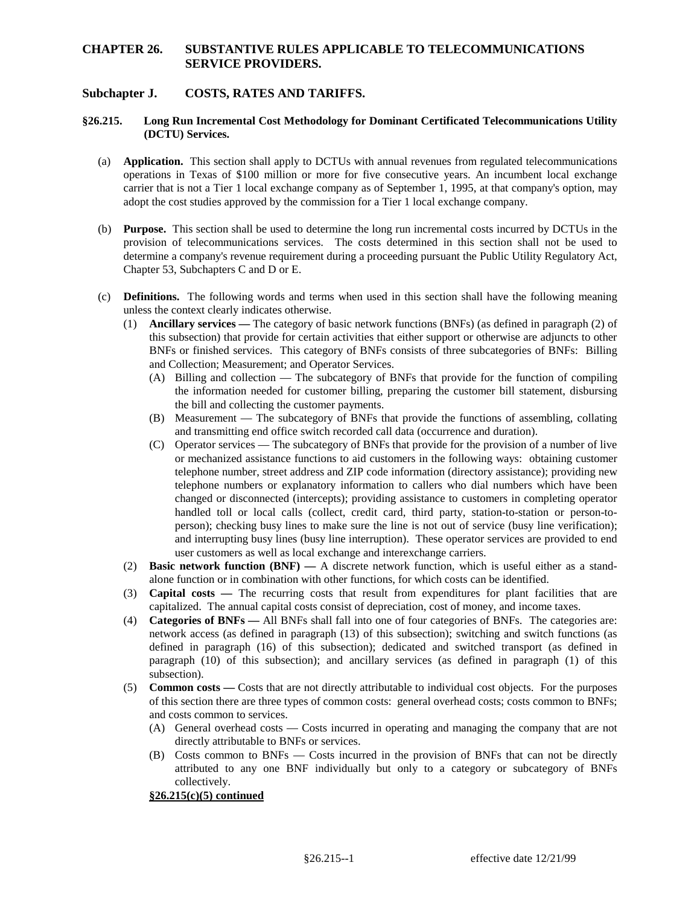# CHAPTER 26. SUBSTANTIVE RULES APPLICABLE TO TELECOMMUNICATIONS SERVICE PROVIDERS.

## Subchapter J. COSTS, RATES AND TARIFFS.

### §26.215. Long Run Incremental Cost Methodology for Dominant Certificated Telecommunications Utility (DCTU) Services.

(a) **Application.** This section shall apply to DCTUs with annual revenues from regulated telecommunications operations in Texas of $100 million or more for five consecutive years. An incumbent local exchange carrier that is not a Tier 1 local exchange company as of September 1, 1995, at that company's option, may adopt the cost studies approved by the commission for a Tier 1 local exchange company.

(b) **Purpose.** This section shall be used to determine the long run incremental costs incurred by DCTUs in the provision of telecommunications services. The costs determined in this section shall not be used to determine a company's revenue requirement during a proceeding pursuant the Public Utility Regulatory Act, Chapter 53, Subchapters C and D or E.

(c) **Definitions.** The following words and terms when used in this section shall have the following meaning unless the context clearly indicates otherwise.

(1) **Ancillary services —** The category of basic network functions (BNFs) (as defined in paragraph (2) of this subsection) that provide for certain activities that either support or otherwise are adjuncts to other BNFs or finished services. This category of BNFs consists of three subcategories of BNFs: Billing and Collection; Measurement; and Operator Services.

(A) Billing and collection — The subcategory of BNFs that provide for the function of compiling the information needed for customer billing, preparing the customer bill statement, disbursing the bill and collecting the customer payments.

(B) Measurement — The subcategory of BNFs that provide the functions of assembling, collating and transmitting end office switch recorded call data (occurrence and duration).

(C) Operator services — The subcategory of BNFs that provide for the provision of a number of live or mechanized assistance functions to aid customers in the following ways: obtaining customer telephone number, street address and ZIP code information (directory assistance); providing new telephone numbers or explanatory information to callers who dial numbers which have been changed or disconnected (intercepts); providing assistance to customers in completing operator handled toll or local calls (collect, credit card, third party, station-to-station or person-to-person); checking busy lines to make sure the line is not out of service (busy line verification); and interrupting busy lines (busy line interruption). These operator services are provided to end user customers as well as local exchange and interexchange carriers.

(2) **Basic network function (BNF) —** A discrete network function, which is useful either as a stand-alone function or in combination with other functions, for which costs can be identified.

(3) **Capital costs —** The recurring costs that result from expenditures for plant facilities that are capitalized. The annual capital costs consist of depreciation, cost of money, and income taxes.

(4) **Categories of BNFs —** All BNFs shall fall into one of four categories of BNFs. The categories are: network access (as defined in paragraph (13) of this subsection); switching and switch functions (as defined in paragraph (16) of this subsection); dedicated and switched transport (as defined in paragraph (10) of this subsection); and ancillary services (as defined in paragraph (1) of this subsection).

(5) **Common costs —** Costs that are not directly attributable to individual cost objects. For the purposes of this section there are three types of common costs: general overhead costs; costs common to BNFs; and costs common to services.

(A) General overhead costs — Costs incurred in operating and managing the company that are not directly attributable to BNFs or services.

(B) Costs common to BNFs — Costs incurred in the provision of BNFs that can not be directly attributed to any one BNF individually but only to a category or subcategory of BNFs collectively.

**§26.215(c)(5) continued**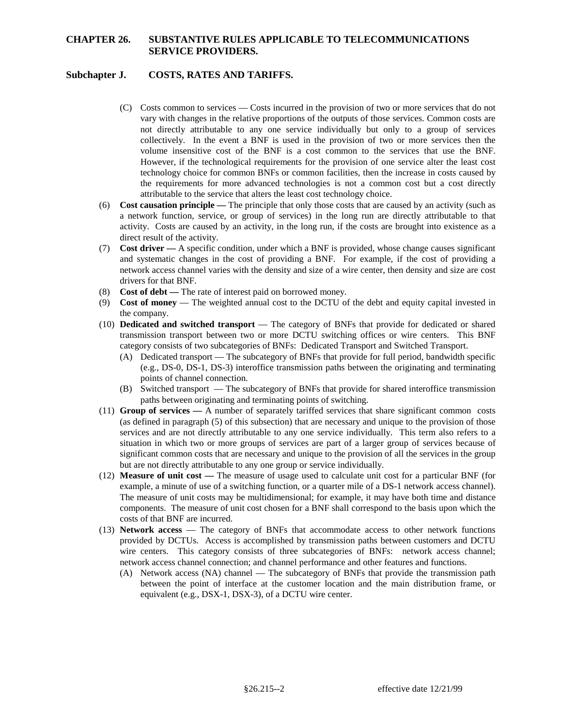(C) Costs common to services — Costs incurred in the provision of two or more services that do not vary with changes in the relative proportions of the outputs of those services. Common costs are not directly attributable to any one service individually but only to a group of services collectively. In the event a BNF is used in the provision of two or more services then the volume insensitive cost of the BNF is a cost common to the services that use the BNF. However, if the technological requirements for the provision of one service alter the least cost technology choice for common BNFs or common facilities, then the increase in costs caused by the requirements for more advanced technologies is not a common cost but a cost directly attributable to the service that alters the least cost technology choice.

(6) **Cost causation principle —** The principle that only those costs that are caused by an activity (such as a network function, service, or group of services) in the long run are directly attributable to that activity. Costs are caused by an activity, in the long run, if the costs are brought into existence as a direct result of the activity.

(7) **Cost driver —** A specific condition, under which a BNF is provided, whose change causes significant and systematic changes in the cost of providing a BNF. For example, if the cost of providing a network access channel varies with the density and size of a wire center, then density and size are cost drivers for that BNF.

(8) **Cost of debt —** The rate of interest paid on borrowed money.

(9) **Cost of money** — The weighted annual cost to the DCTU of the debt and equity capital invested in the company.

(10) **Dedicated and switched transport** — The category of BNFs that provide for dedicated or shared transmission transport between two or more DCTU switching offices or wire centers. This BNF category consists of two subcategories of BNFs: Dedicated Transport and Switched Transport.

(A) Dedicated transport — The subcategory of BNFs that provide for full period, bandwidth specific (e.g., DS-0, DS-1, DS-3) interoffice transmission paths between the originating and terminating points of channel connection.

(B) Switched transport — The subcategory of BNFs that provide for shared interoffice transmission paths between originating and terminating points of switching.

(11) **Group of services —** A number of separately tariffed services that share significant common costs (as defined in paragraph (5) of this subsection) that are necessary and unique to the provision of those services and are not directly attributable to any one service individually. This term also refers to a situation in which two or more groups of services are part of a larger group of services because of significant common costs that are necessary and unique to the provision of all the services in the group but are not directly attributable to any one group or service individually.

(12) **Measure of unit cost —** The measure of usage used to calculate unit cost for a particular BNF (for example, a minute of use of a switching function, or a quarter mile of a DS-1 network access channel). The measure of unit costs may be multidimensional; for example, it may have both time and distance components. The measure of unit cost chosen for a BNF shall correspond to the basis upon which the costs of that BNF are incurred.

(13) **Network access** — The category of BNFs that accommodate access to other network functions provided by DCTUs. Access is accomplished by transmission paths between customers and DCTU wire centers. This category consists of three subcategories of BNFs: network access channel; network access channel connection; and channel performance and other features and functions.

(A) Network access (NA) channel — The subcategory of BNFs that provide the transmission path between the point of interface at the customer location and the main distribution frame, or equivalent (e.g., DSX-1, DSX-3), of a DCTU wire center.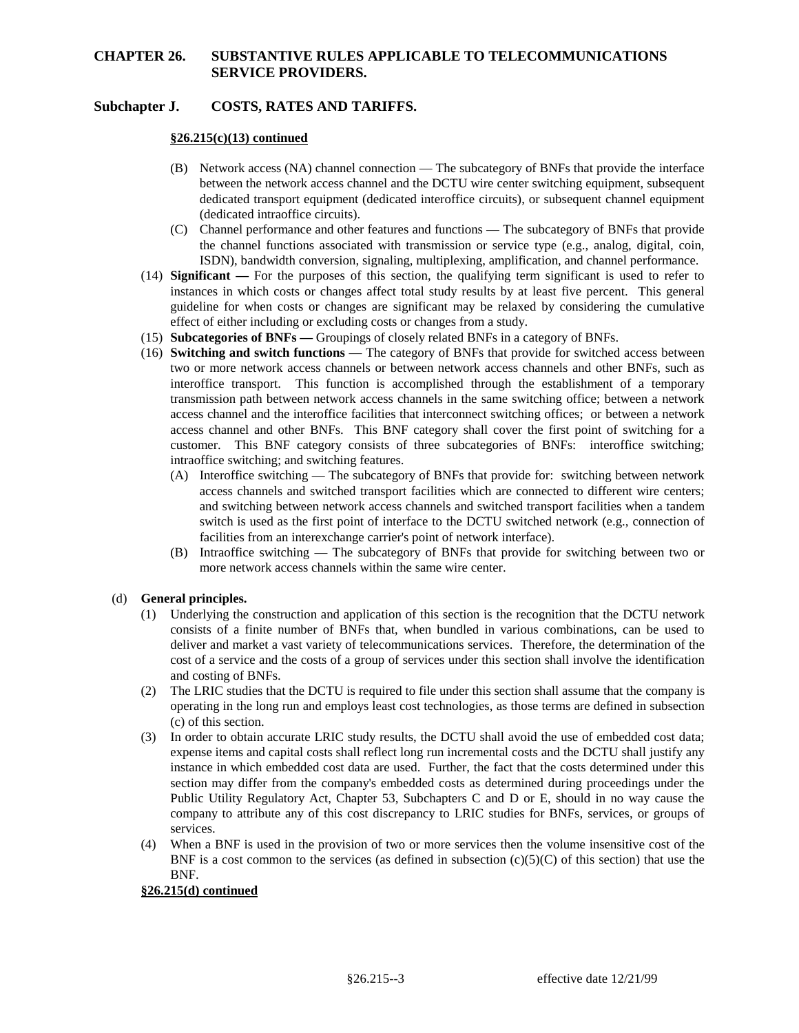**§26.215(c)(13) continued**

- (B) Network access (NA) channel connection — The subcategory of BNFs that provide the interface between the network access channel and the DCTU wire center switching equipment, subsequent dedicated transport equipment (dedicated interoffice circuits), or subsequent channel equipment (dedicated intraoffice circuits).
- (C) Channel performance and other features and functions — The subcategory of BNFs that provide the channel functions associated with transmission or service type (e.g., analog, digital, coin, ISDN), bandwidth conversion, signaling, multiplexing, amplification, and channel performance.

(14) **Significant —** For the purposes of this section, the qualifying term significant is used to refer to instances in which costs or changes affect total study results by at least five percent. This general guideline for when costs or changes are significant may be relaxed by considering the cumulative effect of either including or excluding costs or changes from a study.

(15) **Subcategories of BNFs —** Groupings of closely related BNFs in a category of BNFs.

(16) **Switching and switch functions** — The category of BNFs that provide for switched access between two or more network access channels or between network access channels and other BNFs, such as interoffice transport. This function is accomplished through the establishment of a temporary transmission path between network access channels in the same switching office; between a network access channel and the interoffice facilities that interconnect switching offices; or between a network access channel and other BNFs. This BNF category shall cover the first point of switching for a customer. This BNF category consists of three subcategories of BNFs: interoffice switching; intraoffice switching; and switching features.

- (A) Interoffice switching — The subcategory of BNFs that provide for: switching between network access channels and switched transport facilities which are connected to different wire centers; and switching between network access channels and switched transport facilities when a tandem switch is used as the first point of interface to the DCTU switched network (e.g., connection of facilities from an interexchange carrier's point of network interface).
- (B) Intraoffice switching — The subcategory of BNFs that provide for switching between two or more network access channels within the same wire center.

(d) **General principles.**

(1) Underlying the construction and application of this section is the recognition that the DCTU network consists of a finite number of BNFs that, when bundled in various combinations, can be used to deliver and market a vast variety of telecommunications services. Therefore, the determination of the cost of a service and the costs of a group of services under this section shall involve the identification and costing of BNFs.

(2) The LRIC studies that the DCTU is required to file under this section shall assume that the company is operating in the long run and employs least cost technologies, as those terms are defined in subsection (c) of this section.

(3) In order to obtain accurate LRIC study results, the DCTU shall avoid the use of embedded cost data; expense items and capital costs shall reflect long run incremental costs and the DCTU shall justify any instance in which embedded cost data are used. Further, the fact that the costs determined under this section may differ from the company's embedded costs as determined during proceedings under the Public Utility Regulatory Act, Chapter 53, Subchapters C and D or E, should in no way cause the company to attribute any of this cost discrepancy to LRIC studies for BNFs, services, or groups of services.

(4) When a BNF is used in the provision of two or more services then the volume insensitive cost of the BNF is a cost common to the services (as defined in subsection (c)(5)(C) of this section) that use the BNF.

**§26.215(d) continued**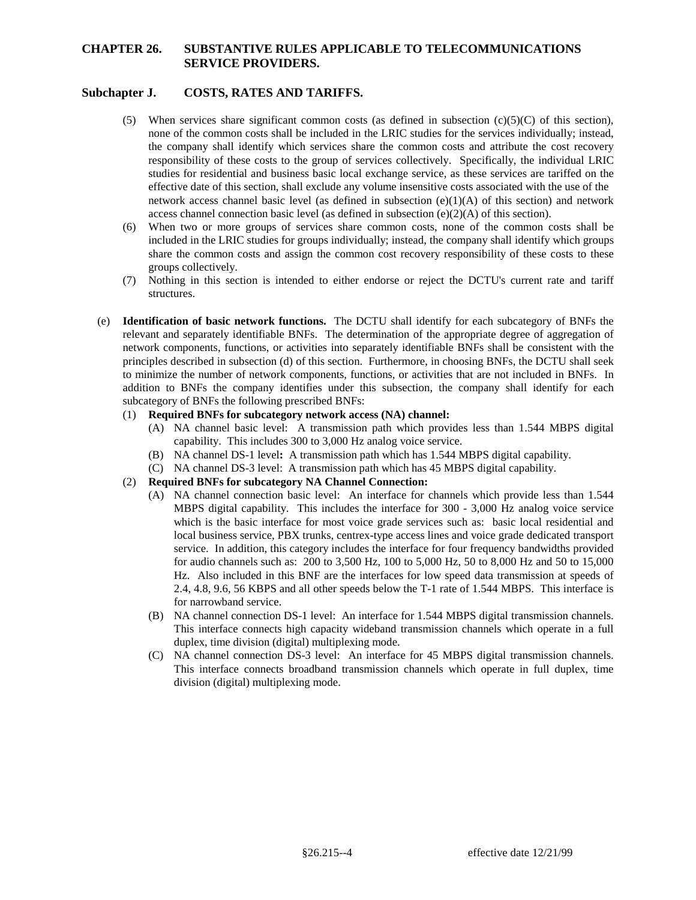(5) When services share significant common costs (as defined in subsection (c)(5)(C) of this section), none of the common costs shall be included in the LRIC studies for the services individually; instead, the company shall identify which services share the common costs and attribute the cost recovery responsibility of these costs to the group of services collectively. Specifically, the individual LRIC studies for residential and business basic local exchange service, as these services are tariffed on the effective date of this section, shall exclude any volume insensitive costs associated with the use of the network access channel basic level (as defined in subsection (e)(1)(A) of this section) and network access channel connection basic level (as defined in subsection (e)(2)(A) of this section).

(6) When two or more groups of services share common costs, none of the common costs shall be included in the LRIC studies for groups individually; instead, the company shall identify which groups share the common costs and assign the common cost recovery responsibility of these costs to these groups collectively.

(7) Nothing in this section is intended to either endorse or reject the DCTU's current rate and tariff structures.

(e) **Identification of basic network functions.** The DCTU shall identify for each subcategory of BNFs the relevant and separately identifiable BNFs. The determination of the appropriate degree of aggregation of network components, functions, or activities into separately identifiable BNFs shall be consistent with the principles described in subsection (d) of this section. Furthermore, in choosing BNFs, the DCTU shall seek to minimize the number of network components, functions, or activities that are not included in BNFs. In addition to BNFs the company identifies under this subsection, the company shall identify for each subcategory of BNFs the following prescribed BNFs:

(1) **Required BNFs for subcategory network access (NA) channel:**

(A) NA channel basic level: A transmission path which provides less than 1.544 MBPS digital capability. This includes 300 to 3,000 Hz analog voice service.

(B) NA channel DS-1 level**:** A transmission path which has 1.544 MBPS digital capability.

(C) NA channel DS-3 level: A transmission path which has 45 MBPS digital capability.

(2) **Required BNFs for subcategory NA Channel Connection:**

(A) NA channel connection basic level: An interface for channels which provide less than 1.544 MBPS digital capability. This includes the interface for 300 - 3,000 Hz analog voice service which is the basic interface for most voice grade services such as: basic local residential and local business service, PBX trunks, centrex-type access lines and voice grade dedicated transport service. In addition, this category includes the interface for four frequency bandwidths provided for audio channels such as: 200 to 3,500 Hz, 100 to 5,000 Hz, 50 to 8,000 Hz and 50 to 15,000 Hz. Also included in this BNF are the interfaces for low speed data transmission at speeds of 2.4, 4.8, 9.6, 56 KBPS and all other speeds below the T-1 rate of 1.544 MBPS. This interface is for narrowband service.

(B) NA channel connection DS-1 level: An interface for 1.544 MBPS digital transmission channels. This interface connects high capacity wideband transmission channels which operate in a full duplex, time division (digital) multiplexing mode.

(C) NA channel connection DS-3 level: An interface for 45 MBPS digital transmission channels. This interface connects broadband transmission channels which operate in full duplex, time division (digital) multiplexing mode.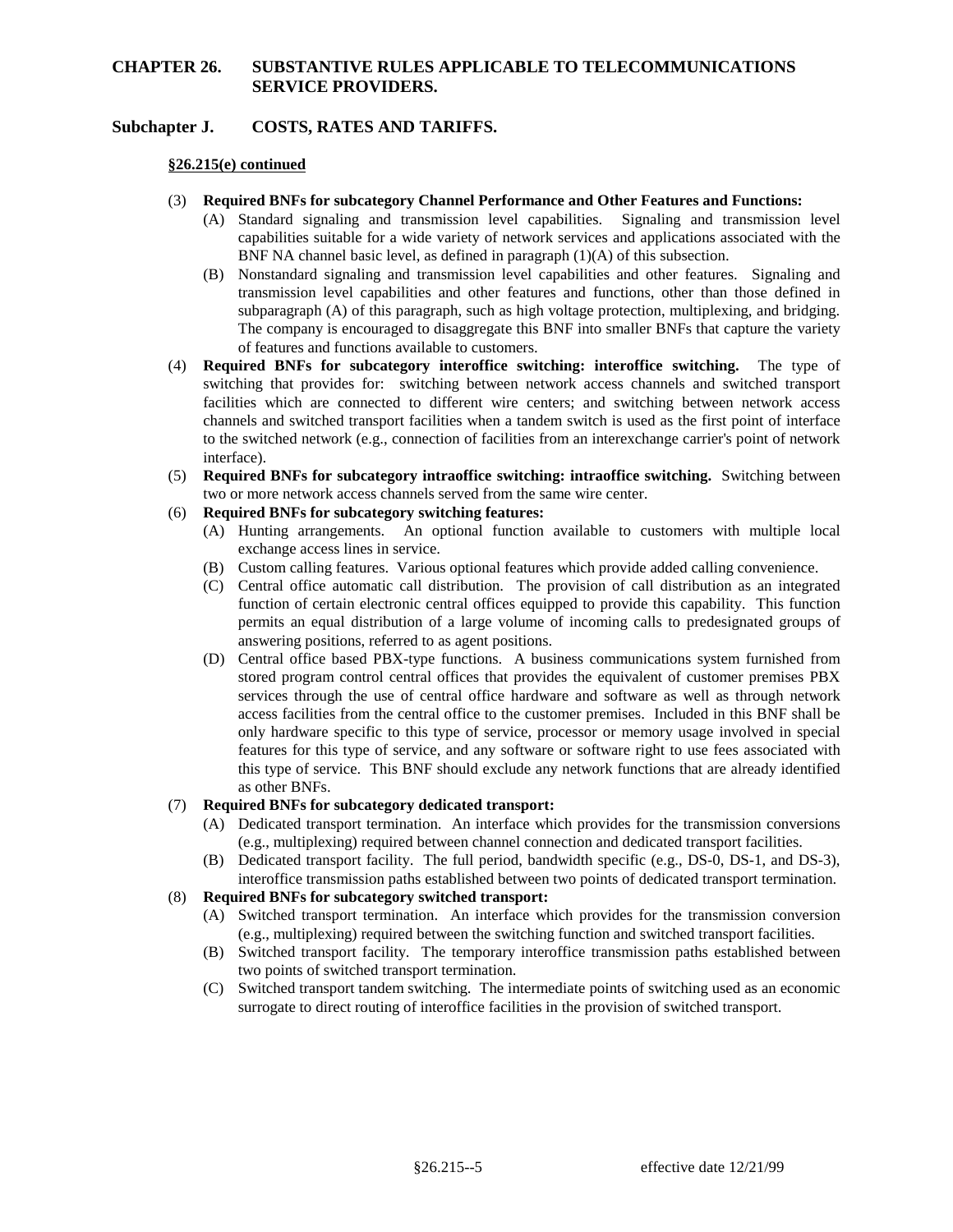# CHAPTER 26. SUBSTANTIVE RULES APPLICABLE TO TELECOMMUNICATIONS SERVICE PROVIDERS.

## Subchapter J. COSTS, RATES AND TARIFFS.

**§26.215(e) continued**

(3) **Required BNFs for subcategory Channel Performance and Other Features and Functions:**

(A) Standard signaling and transmission level capabilities. Signaling and transmission level capabilities suitable for a wide variety of network services and applications associated with the BNF NA channel basic level, as defined in paragraph (1)(A) of this subsection.

(B) Nonstandard signaling and transmission level capabilities and other features. Signaling and transmission level capabilities and other features and functions, other than those defined in subparagraph (A) of this paragraph, such as high voltage protection, multiplexing, and bridging. The company is encouraged to disaggregate this BNF into smaller BNFs that capture the variety of features and functions available to customers.

(4) **Required BNFs for subcategory interoffice switching: interoffice switching.** The type of switching that provides for: switching between network access channels and switched transport facilities which are connected to different wire centers; and switching between network access channels and switched transport facilities when a tandem switch is used as the first point of interface to the switched network (e.g., connection of facilities from an interexchange carrier's point of network interface).

(5) **Required BNFs for subcategory intraoffice switching: intraoffice switching.** Switching between two or more network access channels served from the same wire center.

(6) **Required BNFs for subcategory switching features:**

(A) Hunting arrangements. An optional function available to customers with multiple local exchange access lines in service.

(B) Custom calling features. Various optional features which provide added calling convenience.

(C) Central office automatic call distribution. The provision of call distribution as an integrated function of certain electronic central offices equipped to provide this capability. This function permits an equal distribution of a large volume of incoming calls to predesignated groups of answering positions, referred to as agent positions.

(D) Central office based PBX-type functions. A business communications system furnished from stored program control central offices that provides the equivalent of customer premises PBX services through the use of central office hardware and software as well as through network access facilities from the central office to the customer premises. Included in this BNF shall be only hardware specific to this type of service, processor or memory usage involved in special features for this type of service, and any software or software right to use fees associated with this type of service. This BNF should exclude any network functions that are already identified as other BNFs.

(7) **Required BNFs for subcategory dedicated transport:**

(A) Dedicated transport termination. An interface which provides for the transmission conversions (e.g., multiplexing) required between channel connection and dedicated transport facilities.

(B) Dedicated transport facility. The full period, bandwidth specific (e.g., DS-0, DS-1, and DS-3), interoffice transmission paths established between two points of dedicated transport termination.

(8) **Required BNFs for subcategory switched transport:**

(A) Switched transport termination. An interface which provides for the transmission conversion (e.g., multiplexing) required between the switching function and switched transport facilities.

(B) Switched transport facility. The temporary interoffice transmission paths established between two points of switched transport termination.

(C) Switched transport tandem switching. The intermediate points of switching used as an economic surrogate to direct routing of interoffice facilities in the provision of switched transport.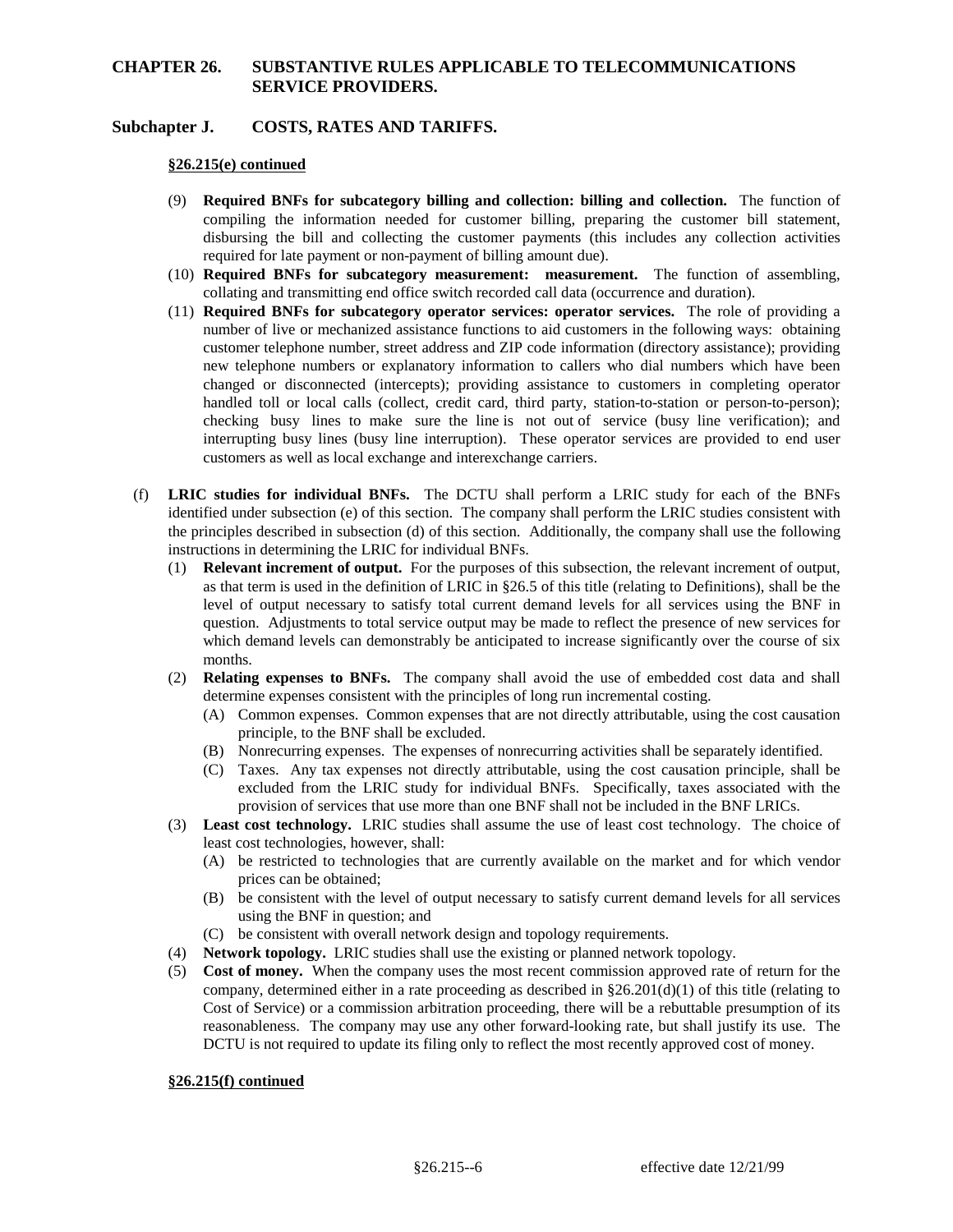## CHAPTER 26. SUBSTANTIVE RULES APPLICABLE TO TELECOMMUNICATIONS SERVICE PROVIDERS.

## Subchapter J. COSTS, RATES AND TARIFFS.

**§26.215(e) continued**

(9) **Required BNFs for subcategory billing and collection: billing and collection.** The function of compiling the information needed for customer billing, preparing the customer bill statement, disbursing the bill and collecting the customer payments (this includes any collection activities required for late payment or non-payment of billing amount due).

(10) **Required BNFs for subcategory measurement: measurement.** The function of assembling, collating and transmitting end office switch recorded call data (occurrence and duration).

(11) **Required BNFs for subcategory operator services: operator services.** The role of providing a number of live or mechanized assistance functions to aid customers in the following ways: obtaining customer telephone number, street address and ZIP code information (directory assistance); providing new telephone numbers or explanatory information to callers who dial numbers which have been changed or disconnected (intercepts); providing assistance to customers in completing operator handled toll or local calls (collect, credit card, third party, station-to-station or person-to-person); checking busy lines to make sure the line is not out of service (busy line verification); and interrupting busy lines (busy line interruption). These operator services are provided to end user customers as well as local exchange and interexchange carriers.

(f) **LRIC studies for individual BNFs.** The DCTU shall perform a LRIC study for each of the BNFs identified under subsection (e) of this section. The company shall perform the LRIC studies consistent with the principles described in subsection (d) of this section. Additionally, the company shall use the following instructions in determining the LRIC for individual BNFs.

(1) **Relevant increment of output.** For the purposes of this subsection, the relevant increment of output, as that term is used in the definition of LRIC in §26.5 of this title (relating to Definitions), shall be the level of output necessary to satisfy total current demand levels for all services using the BNF in question. Adjustments to total service output may be made to reflect the presence of new services for which demand levels can demonstrably be anticipated to increase significantly over the course of six months.

(2) **Relating expenses to BNFs.** The company shall avoid the use of embedded cost data and shall determine expenses consistent with the principles of long run incremental costing.

(A) Common expenses. Common expenses that are not directly attributable, using the cost causation principle, to the BNF shall be excluded.

(B) Nonrecurring expenses. The expenses of nonrecurring activities shall be separately identified.

(C) Taxes. Any tax expenses not directly attributable, using the cost causation principle, shall be excluded from the LRIC study for individual BNFs. Specifically, taxes associated with the provision of services that use more than one BNF shall not be included in the BNF LRICs.

(3) **Least cost technology.** LRIC studies shall assume the use of least cost technology. The choice of least cost technologies, however, shall:

(A) be restricted to technologies that are currently available on the market and for which vendor prices can be obtained;

(B) be consistent with the level of output necessary to satisfy current demand levels for all services using the BNF in question; and

(C) be consistent with overall network design and topology requirements.

(4) **Network topology.** LRIC studies shall use the existing or planned network topology.

(5) **Cost of money.** When the company uses the most recent commission approved rate of return for the company, determined either in a rate proceeding as described in §26.201(d)(1) of this title (relating to Cost of Service) or a commission arbitration proceeding, there will be a rebuttable presumption of its reasonableness. The company may use any other forward-looking rate, but shall justify its use. The DCTU is not required to update its filing only to reflect the most recently approved cost of money.

**§26.215(f) continued**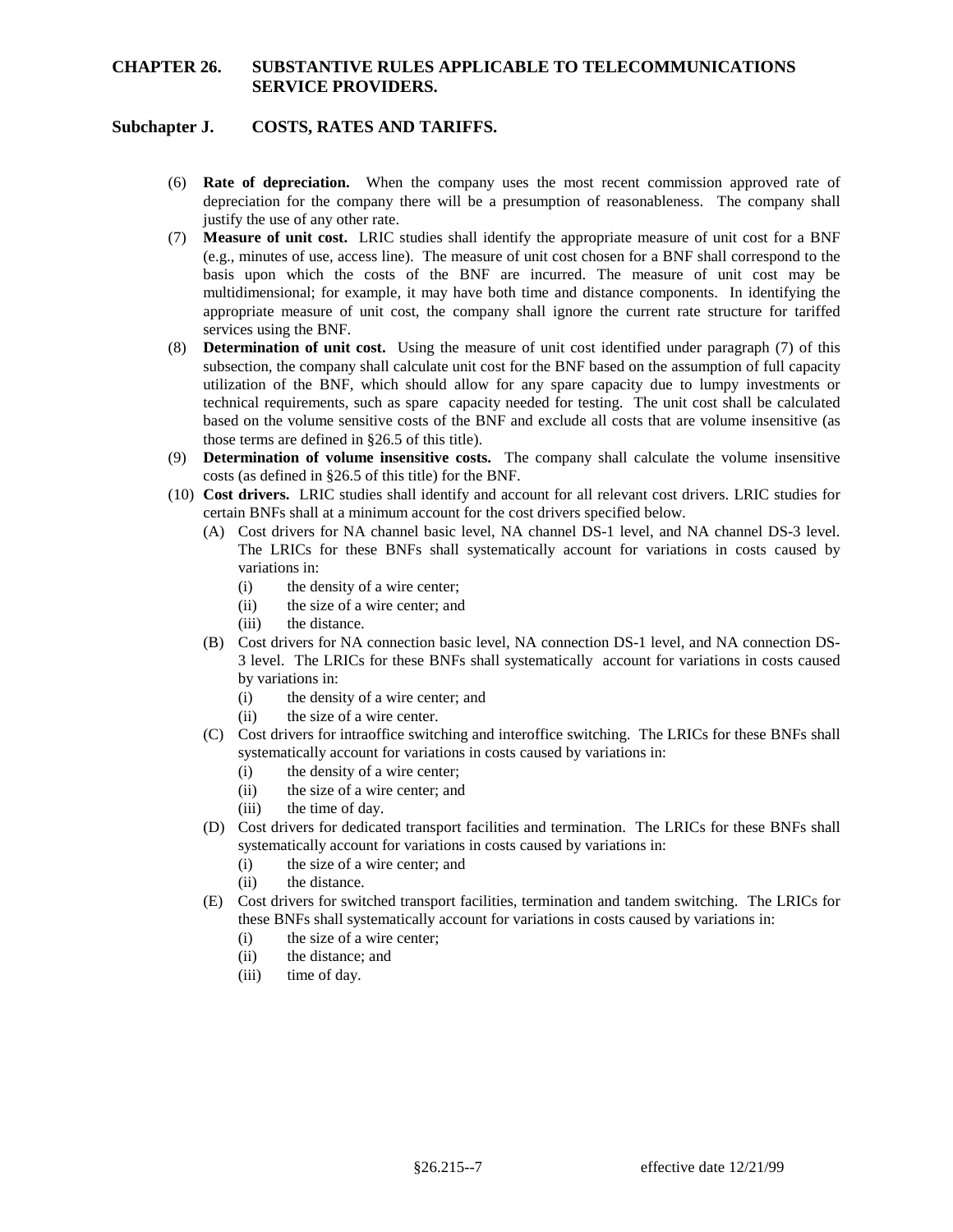(6) **Rate of depreciation.** When the company uses the most recent commission approved rate of depreciation for the company there will be a presumption of reasonableness. The company shall justify the use of any other rate.

(7) **Measure of unit cost.** LRIC studies shall identify the appropriate measure of unit cost for a BNF (e.g., minutes of use, access line). The measure of unit cost chosen for a BNF shall correspond to the basis upon which the costs of the BNF are incurred. The measure of unit cost may be multidimensional; for example, it may have both time and distance components. In identifying the appropriate measure of unit cost, the company shall ignore the current rate structure for tariffed services using the BNF.

(8) **Determination of unit cost.** Using the measure of unit cost identified under paragraph (7) of this subsection, the company shall calculate unit cost for the BNF based on the assumption of full capacity utilization of the BNF, which should allow for any spare capacity due to lumpy investments or technical requirements, such as spare capacity needed for testing. The unit cost shall be calculated based on the volume sensitive costs of the BNF and exclude all costs that are volume insensitive (as those terms are defined in §26.5 of this title).

(9) **Determination of volume insensitive costs.** The company shall calculate the volume insensitive costs (as defined in §26.5 of this title) for the BNF.

(10) **Cost drivers.** LRIC studies shall identify and account for all relevant cost drivers. LRIC studies for certain BNFs shall at a minimum account for the cost drivers specified below.

  (A) Cost drivers for NA channel basic level, NA channel DS-1 level, and NA channel DS-3 level. The LRICs for these BNFs shall systematically account for variations in costs caused by variations in:

    (i) the density of a wire center;

    (ii) the size of a wire center; and

    (iii) the distance.

  (B) Cost drivers for NA connection basic level, NA connection DS-1 level, and NA connection DS-3 level. The LRICs for these BNFs shall systematically account for variations in costs caused by variations in:

    (i) the density of a wire center; and

    (ii) the size of a wire center.

  (C) Cost drivers for intraoffice switching and interoffice switching. The LRICs for these BNFs shall systematically account for variations in costs caused by variations in:

    (i) the density of a wire center;

    (ii) the size of a wire center; and

    (iii) the time of day.

  (D) Cost drivers for dedicated transport facilities and termination. The LRICs for these BNFs shall systematically account for variations in costs caused by variations in:

    (i) the size of a wire center; and

    (ii) the distance.

  (E) Cost drivers for switched transport facilities, termination and tandem switching. The LRICs for these BNFs shall systematically account for variations in costs caused by variations in:

    (i) the size of a wire center;

    (ii) the distance; and

    (iii) time of day.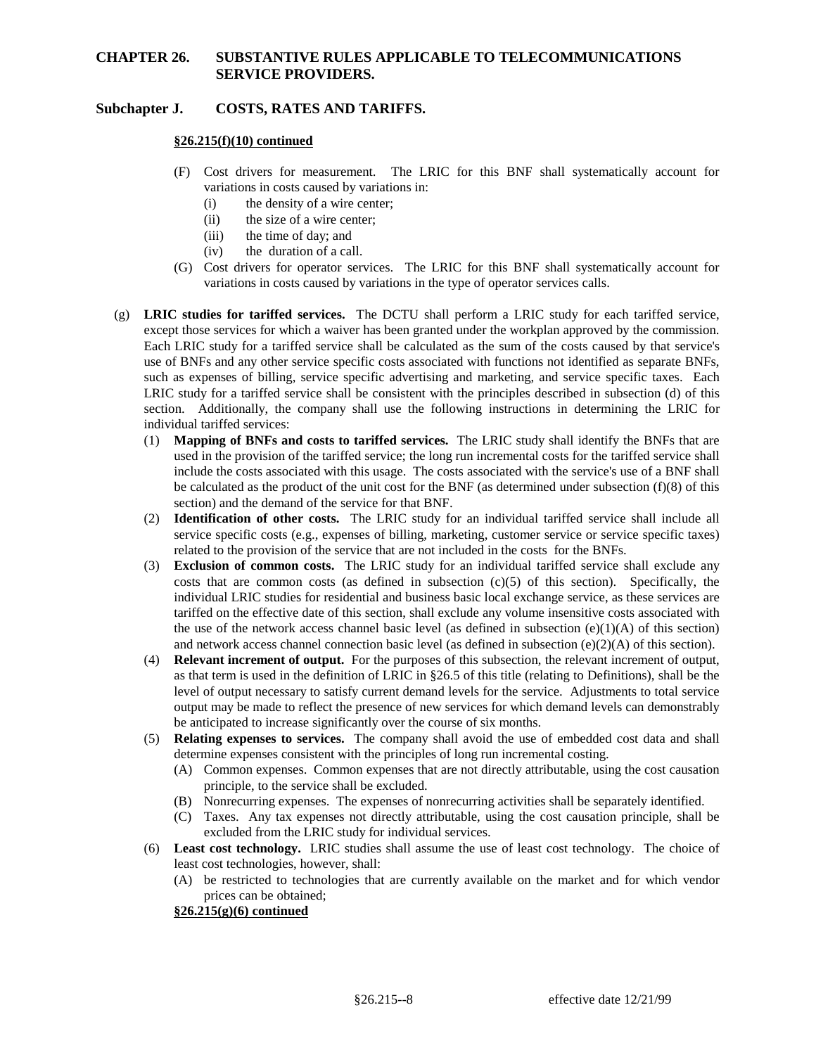**§26.215(f)(10) continued**

- (F) Cost drivers for measurement. The LRIC for this BNF shall systematically account for variations in costs caused by variations in:
  - (i) the density of a wire center;
  - (ii) the size of a wire center;
  - (iii) the time of day; and
  - (iv) the duration of a call.
- (G) Cost drivers for operator services. The LRIC for this BNF shall systematically account for variations in costs caused by variations in the type of operator services calls.

(g) **LRIC studies for tariffed services.** The DCTU shall perform a LRIC study for each tariffed service, except those services for which a waiver has been granted under the workplan approved by the commission. Each LRIC study for a tariffed service shall be calculated as the sum of the costs caused by that service's use of BNFs and any other service specific costs associated with functions not identified as separate BNFs, such as expenses of billing, service specific advertising and marketing, and service specific taxes. Each LRIC study for a tariffed service shall be consistent with the principles described in subsection (d) of this section. Additionally, the company shall use the following instructions in determining the LRIC for individual tariffed services:

- (1) **Mapping of BNFs and costs to tariffed services.** The LRIC study shall identify the BNFs that are used in the provision of the tariffed service; the long run incremental costs for the tariffed service shall include the costs associated with this usage. The costs associated with the service's use of a BNF shall be calculated as the product of the unit cost for the BNF (as determined under subsection (f)(8) of this section) and the demand of the service for that BNF.
- (2) **Identification of other costs.** The LRIC study for an individual tariffed service shall include all service specific costs (e.g., expenses of billing, marketing, customer service or service specific taxes) related to the provision of the service that are not included in the costs for the BNFs.
- (3) **Exclusion of common costs.** The LRIC study for an individual tariffed service shall exclude any costs that are common costs (as defined in subsection (c)(5) of this section). Specifically, the individual LRIC studies for residential and business basic local exchange service, as these services are tariffed on the effective date of this section, shall exclude any volume insensitive costs associated with the use of the network access channel basic level (as defined in subsection (e)(1)(A) of this section) and network access channel connection basic level (as defined in subsection (e)(2)(A) of this section).
- (4) **Relevant increment of output.** For the purposes of this subsection, the relevant increment of output, as that term is used in the definition of LRIC in §26.5 of this title (relating to Definitions), shall be the level of output necessary to satisfy current demand levels for the service. Adjustments to total service output may be made to reflect the presence of new services for which demand levels can demonstrably be anticipated to increase significantly over the course of six months.
- (5) **Relating expenses to services.** The company shall avoid the use of embedded cost data and shall determine expenses consistent with the principles of long run incremental costing.
  - (A) Common expenses. Common expenses that are not directly attributable, using the cost causation principle, to the service shall be excluded.
  - (B) Nonrecurring expenses. The expenses of nonrecurring activities shall be separately identified.
  - (C) Taxes. Any tax expenses not directly attributable, using the cost causation principle, shall be excluded from the LRIC study for individual services.
- (6) **Least cost technology.** LRIC studies shall assume the use of least cost technology. The choice of least cost technologies, however, shall:
  - (A) be restricted to technologies that are currently available on the market and for which vendor prices can be obtained;

**§26.215(g)(6) continued**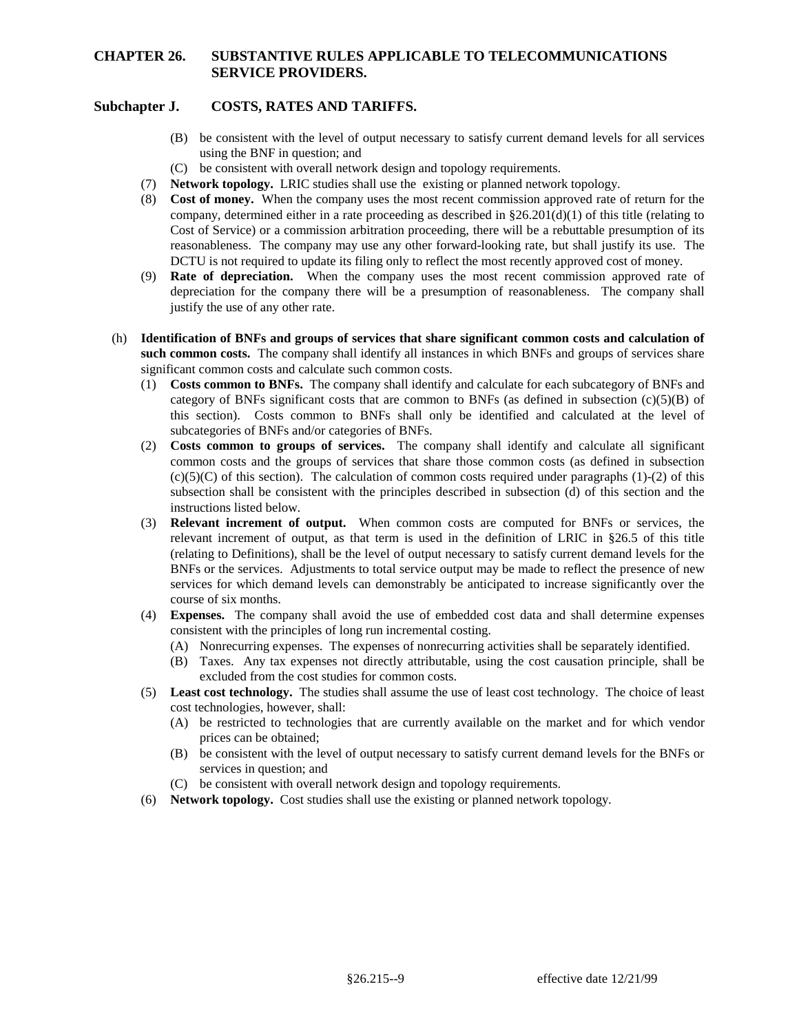(B) be consistent with the level of output necessary to satisfy current demand levels for all services using the BNF in question; and

(C) be consistent with overall network design and topology requirements.

(7) **Network topology.** LRIC studies shall use the existing or planned network topology.

(8) **Cost of money.** When the company uses the most recent commission approved rate of return for the company, determined either in a rate proceeding as described in §26.201(d)(1) of this title (relating to Cost of Service) or a commission arbitration proceeding, there will be a rebuttable presumption of its reasonableness. The company may use any other forward-looking rate, but shall justify its use. The DCTU is not required to update its filing only to reflect the most recently approved cost of money.

(9) **Rate of depreciation.** When the company uses the most recent commission approved rate of depreciation for the company there will be a presumption of reasonableness. The company shall justify the use of any other rate.

(h) **Identification of BNFs and groups of services that share significant common costs and calculation of such common costs.** The company shall identify all instances in which BNFs and groups of services share significant common costs and calculate such common costs.

(1) **Costs common to BNFs.** The company shall identify and calculate for each subcategory of BNFs and category of BNFs significant costs that are common to BNFs (as defined in subsection (c)(5)(B) of this section). Costs common to BNFs shall only be identified and calculated at the level of subcategories of BNFs and/or categories of BNFs.

(2) **Costs common to groups of services.** The company shall identify and calculate all significant common costs and the groups of services that share those common costs (as defined in subsection (c)(5)(C) of this section). The calculation of common costs required under paragraphs (1)-(2) of this subsection shall be consistent with the principles described in subsection (d) of this section and the instructions listed below.

(3) **Relevant increment of output.** When common costs are computed for BNFs or services, the relevant increment of output, as that term is used in the definition of LRIC in §26.5 of this title (relating to Definitions), shall be the level of output necessary to satisfy current demand levels for the BNFs or the services. Adjustments to total service output may be made to reflect the presence of new services for which demand levels can demonstrably be anticipated to increase significantly over the course of six months.

(4) **Expenses.** The company shall avoid the use of embedded cost data and shall determine expenses consistent with the principles of long run incremental costing.

(A) Nonrecurring expenses. The expenses of nonrecurring activities shall be separately identified.

(B) Taxes. Any tax expenses not directly attributable, using the cost causation principle, shall be excluded from the cost studies for common costs.

(5) **Least cost technology.** The studies shall assume the use of least cost technology. The choice of least cost technologies, however, shall:

(A) be restricted to technologies that are currently available on the market and for which vendor prices can be obtained;

(B) be consistent with the level of output necessary to satisfy current demand levels for the BNFs or services in question; and

(C) be consistent with overall network design and topology requirements.

(6) **Network topology.** Cost studies shall use the existing or planned network topology.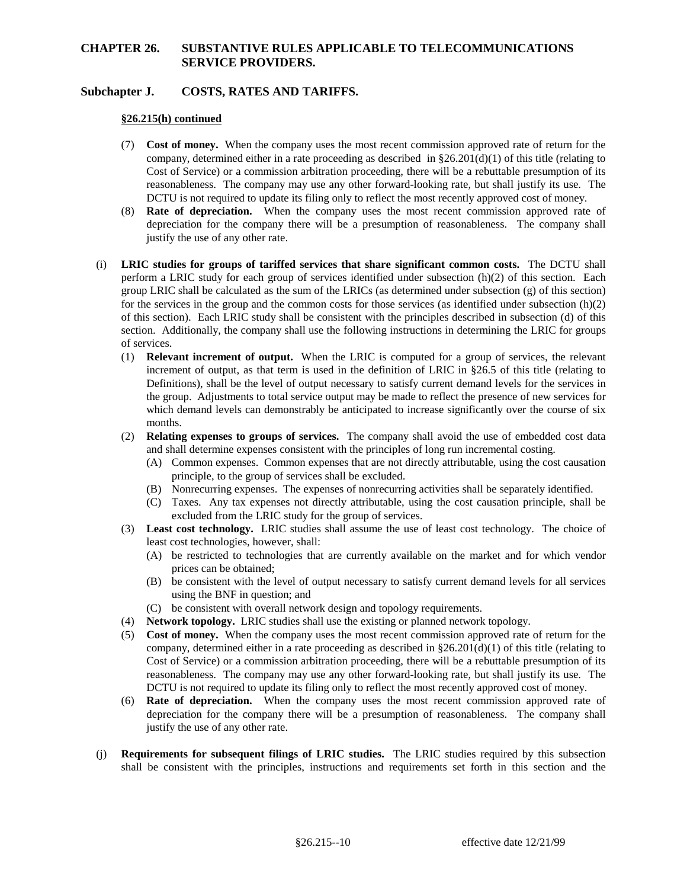**§26.215(h) continued**

(7) **Cost of money.** When the company uses the most recent commission approved rate of return for the company, determined either in a rate proceeding as described in §26.201(d)(1) of this title (relating to Cost of Service) or a commission arbitration proceeding, there will be a rebuttable presumption of its reasonableness. The company may use any other forward-looking rate, but shall justify its use. The DCTU is not required to update its filing only to reflect the most recently approved cost of money.

(8) **Rate of depreciation.** When the company uses the most recent commission approved rate of depreciation for the company there will be a presumption of reasonableness. The company shall justify the use of any other rate.

(i) **LRIC studies for groups of tariffed services that share significant common costs.** The DCTU shall perform a LRIC study for each group of services identified under subsection (h)(2) of this section. Each group LRIC shall be calculated as the sum of the LRICs (as determined under subsection (g) of this section) for the services in the group and the common costs for those services (as identified under subsection (h)(2) of this section). Each LRIC study shall be consistent with the principles described in subsection (d) of this section. Additionally, the company shall use the following instructions in determining the LRIC for groups of services.

(1) **Relevant increment of output.** When the LRIC is computed for a group of services, the relevant increment of output, as that term is used in the definition of LRIC in §26.5 of this title (relating to Definitions), shall be the level of output necessary to satisfy current demand levels for the services in the group. Adjustments to total service output may be made to reflect the presence of new services for which demand levels can demonstrably be anticipated to increase significantly over the course of six months.

(2) **Relating expenses to groups of services.** The company shall avoid the use of embedded cost data and shall determine expenses consistent with the principles of long run incremental costing.

(A) Common expenses. Common expenses that are not directly attributable, using the cost causation principle, to the group of services shall be excluded.

(B) Nonrecurring expenses. The expenses of nonrecurring activities shall be separately identified.

(C) Taxes. Any tax expenses not directly attributable, using the cost causation principle, shall be excluded from the LRIC study for the group of services.

(3) **Least cost technology.** LRIC studies shall assume the use of least cost technology. The choice of least cost technologies, however, shall:

(A) be restricted to technologies that are currently available on the market and for which vendor prices can be obtained;

(B) be consistent with the level of output necessary to satisfy current demand levels for all services using the BNF in question; and

(C) be consistent with overall network design and topology requirements.

(4) **Network topology.** LRIC studies shall use the existing or planned network topology.

(5) **Cost of money.** When the company uses the most recent commission approved rate of return for the company, determined either in a rate proceeding as described in §26.201(d)(1) of this title (relating to Cost of Service) or a commission arbitration proceeding, there will be a rebuttable presumption of its reasonableness. The company may use any other forward-looking rate, but shall justify its use. The DCTU is not required to update its filing only to reflect the most recently approved cost of money.

(6) **Rate of depreciation.** When the company uses the most recent commission approved rate of depreciation for the company there will be a presumption of reasonableness. The company shall justify the use of any other rate.

(j) **Requirements for subsequent filings of LRIC studies.** The LRIC studies required by this subsection shall be consistent with the principles, instructions and requirements set forth in this section and the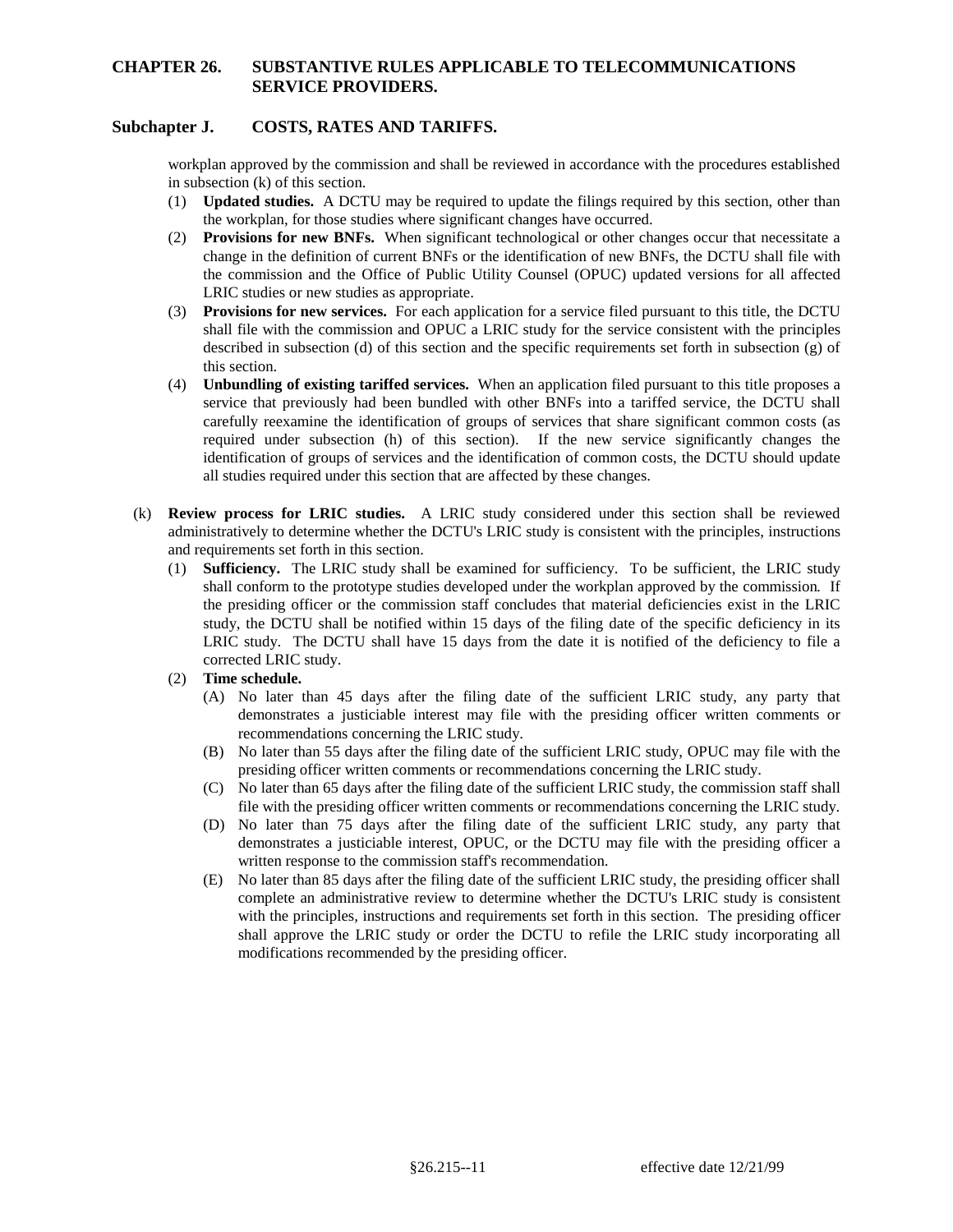workplan approved by the commission and shall be reviewed in accordance with the procedures established in subsection (k) of this section.

(1) **Updated studies.** A DCTU may be required to update the filings required by this section, other than the workplan, for those studies where significant changes have occurred.

(2) **Provisions for new BNFs.** When significant technological or other changes occur that necessitate a change in the definition of current BNFs or the identification of new BNFs, the DCTU shall file with the commission and the Office of Public Utility Counsel (OPUC) updated versions for all affected LRIC studies or new studies as appropriate.

(3) **Provisions for new services.** For each application for a service filed pursuant to this title, the DCTU shall file with the commission and OPUC a LRIC study for the service consistent with the principles described in subsection (d) of this section and the specific requirements set forth in subsection (g) of this section.

(4) **Unbundling of existing tariffed services.** When an application filed pursuant to this title proposes a service that previously had been bundled with other BNFs into a tariffed service, the DCTU shall carefully reexamine the identification of groups of services that share significant common costs (as required under subsection (h) of this section). If the new service significantly changes the identification of groups of services and the identification of common costs, the DCTU should update all studies required under this section that are affected by these changes.

(k) **Review process for LRIC studies.** A LRIC study considered under this section shall be reviewed administratively to determine whether the DCTU's LRIC study is consistent with the principles, instructions and requirements set forth in this section.

(1) **Sufficiency.** The LRIC study shall be examined for sufficiency. To be sufficient, the LRIC study shall conform to the prototype studies developed under the workplan approved by the commission. If the presiding officer or the commission staff concludes that material deficiencies exist in the LRIC study, the DCTU shall be notified within 15 days of the filing date of the specific deficiency in its LRIC study. The DCTU shall have 15 days from the date it is notified of the deficiency to file a corrected LRIC study.

(2) **Time schedule.**

(A) No later than 45 days after the filing date of the sufficient LRIC study, any party that demonstrates a justiciable interest may file with the presiding officer written comments or recommendations concerning the LRIC study.

(B) No later than 55 days after the filing date of the sufficient LRIC study, OPUC may file with the presiding officer written comments or recommendations concerning the LRIC study.

(C) No later than 65 days after the filing date of the sufficient LRIC study, the commission staff shall file with the presiding officer written comments or recommendations concerning the LRIC study.

(D) No later than 75 days after the filing date of the sufficient LRIC study, any party that demonstrates a justiciable interest, OPUC, or the DCTU may file with the presiding officer a written response to the commission staff's recommendation.

(E) No later than 85 days after the filing date of the sufficient LRIC study, the presiding officer shall complete an administrative review to determine whether the DCTU's LRIC study is consistent with the principles, instructions and requirements set forth in this section. The presiding officer shall approve the LRIC study or order the DCTU to refile the LRIC study incorporating all modifications recommended by the presiding officer.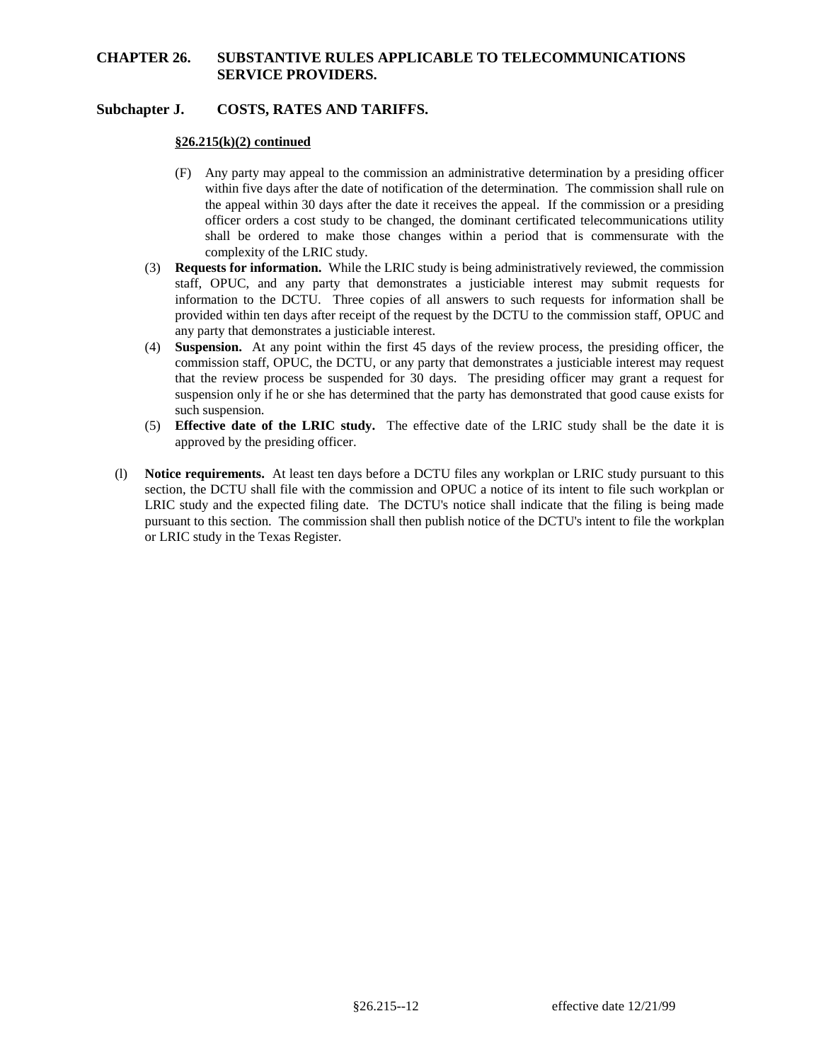**§26.215(k)(2) continued**

(F) Any party may appeal to the commission an administrative determination by a presiding officer within five days after the date of notification of the determination. The commission shall rule on the appeal within 30 days after the date it receives the appeal. If the commission or a presiding officer orders a cost study to be changed, the dominant certificated telecommunications utility shall be ordered to make those changes within a period that is commensurate with the complexity of the LRIC study.

(3) **Requests for information.** While the LRIC study is being administratively reviewed, the commission staff, OPUC, and any party that demonstrates a justiciable interest may submit requests for information to the DCTU. Three copies of all answers to such requests for information shall be provided within ten days after receipt of the request by the DCTU to the commission staff, OPUC and any party that demonstrates a justiciable interest.

(4) **Suspension.** At any point within the first 45 days of the review process, the presiding officer, the commission staff, OPUC, the DCTU, or any party that demonstrates a justiciable interest may request that the review process be suspended for 30 days. The presiding officer may grant a request for suspension only if he or she has determined that the party has demonstrated that good cause exists for such suspension.

(5) **Effective date of the LRIC study.** The effective date of the LRIC study shall be the date it is approved by the presiding officer.

(l) **Notice requirements.** At least ten days before a DCTU files any workplan or LRIC study pursuant to this section, the DCTU shall file with the commission and OPUC a notice of its intent to file such workplan or LRIC study and the expected filing date. The DCTU's notice shall indicate that the filing is being made pursuant to this section. The commission shall then publish notice of the DCTU's intent to file the workplan or LRIC study in the Texas Register.